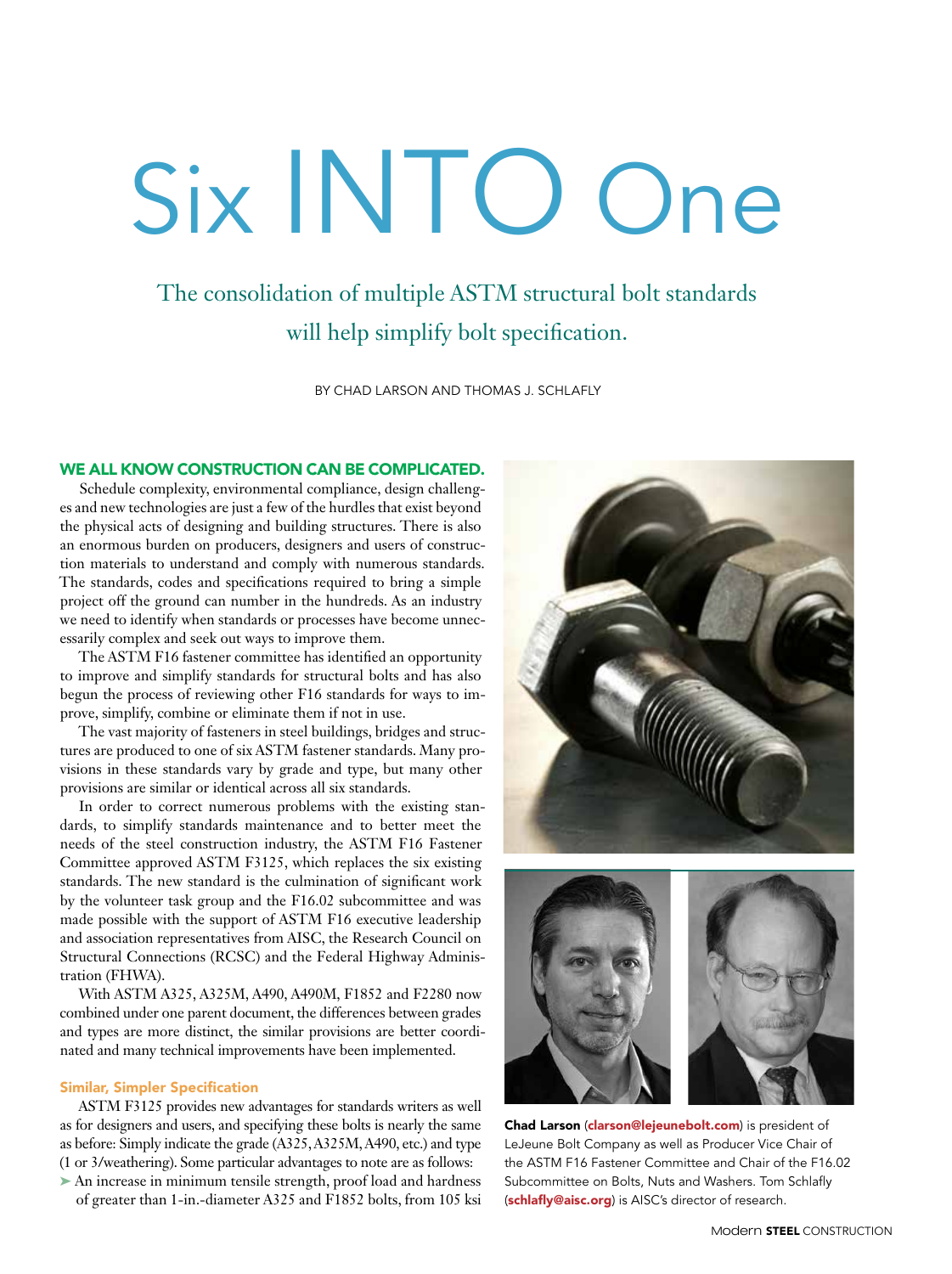# Six INTO One

## The consolidation of multiple ASTM structural bolt standards will help simplify bolt specification.

BY CHAD LARSON AND THOMAS J. SCHLAFLY

**WE ALL KNOW CONSTRUCTION CAN BE COMPLICATED.** Schedule complexity, environmental compliance, design challenges and new technologies are just a few of the hurdles that exist beyond the physical acts of designing and building structures. There is also an enormous burden on producers, designers and users of construction materials to understand and comply with numerous standards. The standards, codes and specifications required to bring a simple project off the ground can number in the hundreds. As an industry we need to identify when standards or processes have become unnecessarily complex and seek out ways to improve them.

The ASTM F16 fastener committee has identified an opportunity to improve and simplify standards for structural bolts and has also begun the process of reviewing other F16 standards for ways to improve, simplify, combine or eliminate them if not in use.

The vast majority of fasteners in steel buildings, bridges and structures are produced to one of six ASTM fastener standards. Many provisions in these standards vary by grade and type, but many other provisions are similar or identical across all six standards.

In order to correct numerous problems with the existing standards, to simplify standards maintenance and to better meet the needs of the steel construction industry, the ASTM F16 Fastener Committee approved ASTM F3125, which replaces the six existing standards. The new standard is the culmination of significant work by the volunteer task group and the F16.02 subcommittee and was made possible with the support of ASTM F16 executive leadership and association representatives from AISC, the Research Council on Structural Connections (RCSC) and the Federal Highway Administration (FHWA).

With ASTM A325, A325M, A490, A490M, F1852 and F2280 now combined under one parent document, the differences between grades and types are more distinct, the similar provisions are better coordinated and many technical improvements have been implemented.

### Similar, Simpler Specification

ASTM F3125 provides new advantages for standards writers as well as for designers and users, and specifying these bolts is nearly the same as before: Simply indicate the grade (A325, A325M, A490, etc.) and type (1 or 3/weathering). Some particular advantages to note are as follows:

- An increase in minimum tensile strength, proof load and hardness of greater than 1-in.-diameter A325 and F1852 bolts, from 105 ksi

**Chad Larson** (clarson@lejeunebolt.com) is president of LeJeune Bolt Company as well as Producer Vice Chair of the ASTM F16 Fastener Committee and Chair of the F16.02 Subcommittee on Bolts, Nuts and Washers. Tom Schlafly (schlafly@aisc.org) is AISC's director of research.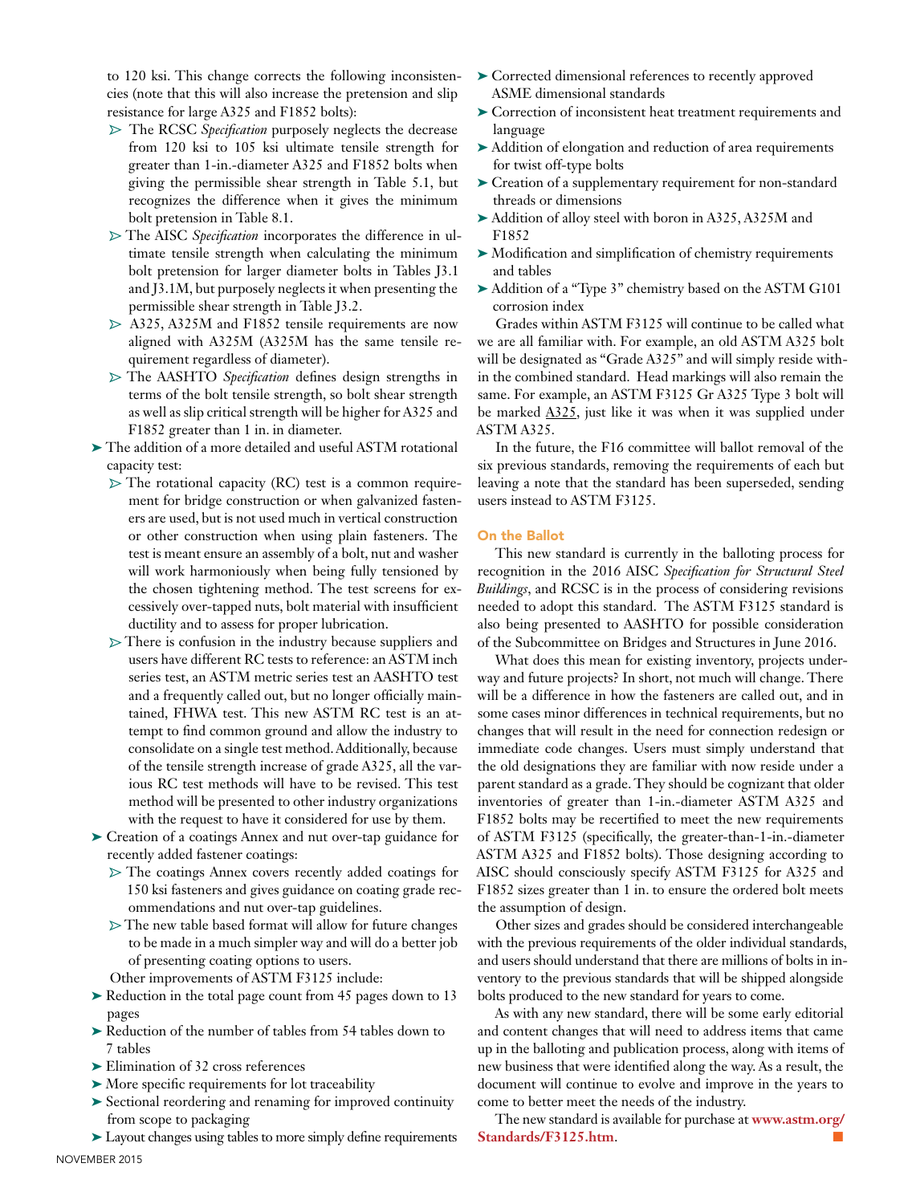to 120 ksi. This change corrects the following inconsistencies (note that this will also increase the pretension and slip resistance for large A325 and F1852 bolts):

- The RCSC *Specification* purposely neglects the decrease from 120 ksi to 105 ksi ultimate tensile strength for greater than 1-in.-diameter A325 and F1852 bolts when giving the permissible shear strength in Table 5.1, but recognizes the difference when it gives the minimum bolt pretension in Table 8.1.
- The AISC *Specification* incorporates the difference in ultimate tensile strength when calculating the minimum bolt pretension for larger diameter bolts in Tables J3.1 and J3.1M, but purposely neglects it when presenting the permissible shear strength in Table J3.2.
- A325, A325M and F1852 tensile requirements are now aligned with A325M (A325M has the same tensile requirement regardless of diameter).
- The AASHTO *Specification* defines design strengths in terms of the bolt tensile strength, so bolt shear strength as well as slip critical strength will be higher for A325 and F1852 greater than 1 in. in diameter.

- The addition of a more detailed and useful ASTM rotational capacity test:
  - The rotational capacity (RC) test is a common requirement for bridge construction or when galvanized fasteners are used, but is not used much in vertical construction or other construction when using plain fasteners. The test is meant ensure an assembly of a bolt, nut and washer will work harmoniously when being fully tensioned by the chosen tightening method. The test screens for excessively over-tapped nuts, bolt material with insufficient ductility and to assess for proper lubrication.
  - There is confusion in the industry because suppliers and users have different RC tests to reference: an ASTM inch series test, an ASTM metric series test an AASHTO test and a frequently called out, but no longer officially maintained, FHWA test. This new ASTM RC test is an attempt to find common ground and allow the industry to consolidate on a single test method. Additionally, because of the tensile strength increase of grade A325, all the various RC test methods will have to be revised. This test method will be presented to other industry organizations with the request to have it considered for use by them.
- Creation of a coatings Annex and nut over-tap guidance for recently added fastener coatings:
  - The coatings Annex covers recently added coatings for 150 ksi fasteners and gives guidance on coating grade recommendations and nut over-tap guidelines.
  - The new table based format will allow for future changes to be made in a much simpler way and will do a better job of presenting coating options to users.

Other improvements of ASTM F3125 include:

- Reduction in the total page count from 45 pages down to 13 pages
- Reduction of the number of tables from 54 tables down to 7 tables
- Elimination of 32 cross references
- More specific requirements for lot traceability
- Sectional reordering and renaming for improved continuity from scope to packaging
- Layout changes using tables to more simply define requirements
- Corrected dimensional references to recently approved ASME dimensional standards
- Correction of inconsistent heat treatment requirements and language
- Addition of elongation and reduction of area requirements for twist off-type bolts
- Creation of a supplementary requirement for non-standard threads or dimensions
- Addition of alloy steel with boron in A325, A325M and F1852
- Modification and simplification of chemistry requirements and tables
- Addition of a "Type 3" chemistry based on the ASTM G101 corrosion index

Grades within ASTM F3125 will continue to be called what we are all familiar with. For example, an old ASTM A325 bolt will be designated as "Grade A325" and will simply reside within the combined standard. Head markings will also remain the same. For example, an ASTM F3125 Gr A325 Type 3 bolt will be marked A325, just like it was when it was supplied under ASTM A325.

In the future, the F16 committee will ballot removal of the six previous standards, removing the requirements of each but leaving a note that the standard has been superseded, sending users instead to ASTM F3125.

## On the Ballot

This new standard is currently in the balloting process for recognition in the 2016 AISC *Specification for Structural Steel Buildings*, and RCSC is in the process of considering revisions needed to adopt this standard. The ASTM F3125 standard is also being presented to AASHTO for possible consideration of the Subcommittee on Bridges and Structures in June 2016.

What does this mean for existing inventory, projects underway and future projects? In short, not much will change. There will be a difference in how the fasteners are called out, and in some cases minor differences in technical requirements, but no changes that will result in the need for connection redesign or immediate code changes. Users must simply understand that the old designations they are familiar with now reside under a parent standard as a grade. They should be cognizant that older inventories of greater than 1-in.-diameter ASTM A325 and F1852 bolts may be recertified to meet the new requirements of ASTM F3125 (specifically, the greater-than-1-in.-diameter ASTM A325 and F1852 bolts). Those designing according to AISC should consciously specify ASTM F3125 for A325 and F1852 sizes greater than 1 in. to ensure the ordered bolt meets the assumption of design.

Other sizes and grades should be considered interchangeable with the previous requirements of the older individual standards, and users should understand that there are millions of bolts in inventory to the previous standards that will be shipped alongside bolts produced to the new standard for years to come.

As with any new standard, there will be some early editorial and content changes that will need to address items that came up in the balloting and publication process, along with items of new business that were identified along the way. As a result, the document will continue to evolve and improve in the years to come to better meet the needs of the industry.

The new standard is available for purchase at **www.astm.org/Standards/F3125.htm**.